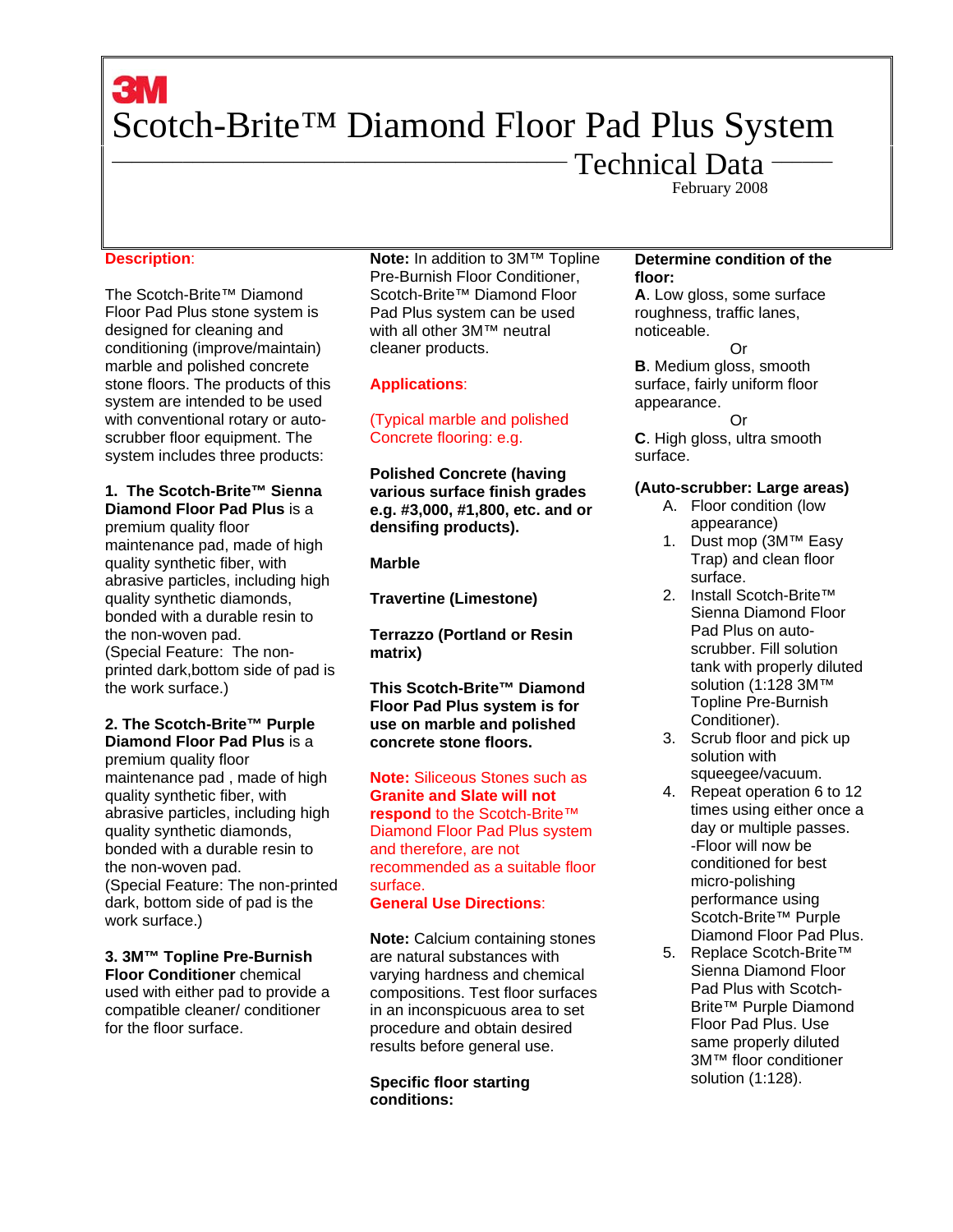3M

# Scotch-Brite™ Diamond Floor Pad Plus System

## Technical Data

February 2008

**Description**:

The Scotch-Brite™ Diamond Floor Pad Plus stone system is designed for cleaning and conditioning (improve/maintain) marble and polished concrete stone floors. The products of this system are intended to be used with conventional rotary or auto-scrubber floor equipment. The system includes three products:

**1. The Scotch-Brite™ Sienna Diamond Floor Pad Plus** is a premium quality floor maintenance pad, made of high quality synthetic fiber, with abrasive particles, including high quality synthetic diamonds, bonded with a durable resin to the non-woven pad.
(Special Feature: The non-printed dark,bottom side of pad is the work surface.)

**2. The Scotch-Brite™ Purple Diamond Floor Pad Plus** is a premium quality floor maintenance pad , made of high quality synthetic fiber, with abrasive particles, including high quality synthetic diamonds, bonded with a durable resin to the non-woven pad.
(Special Feature: The non-printed dark, bottom side of pad is the work surface.)

**3. 3M™ Topline Pre-Burnish Floor Conditioner** chemical used with either pad to provide a compatible cleaner/ conditioner for the floor surface.

**Note:** In addition to 3M™ Topline Pre-Burnish Floor Conditioner, Scotch-Brite™ Diamond Floor Pad Plus system can be used with all other 3M™ neutral cleaner products.

**Applications**:

(Typical marble and polished Concrete flooring: e.g.

**Polished Concrete (having various surface finish grades e.g. #3,000, #1,800, etc. and or densifing products).**

**Marble**

**Travertine (Limestone)**

**Terrazzo (Portland or Resin matrix)**

**This Scotch-Brite™ Diamond Floor Pad Plus system is for use on marble and polished concrete stone floors.**

**Note:** Siliceous Stones such as **Granite and Slate will not respond** to the Scotch-Brite™ Diamond Floor Pad Plus system and therefore, are not recommended as a suitable floor surface.

**General Use Directions**:

**Note:** Calcium containing stones are natural substances with varying hardness and chemical compositions. Test floor surfaces in an inconspicuous area to set procedure and obtain desired results before general use.

**Specific floor starting conditions:**

**Determine condition of the floor:**

**A**. Low gloss, some surface roughness, traffic lanes, noticeable.

Or

**B**. Medium gloss, smooth surface, fairly uniform floor appearance.

Or

**C**. High gloss, ultra smooth surface.

**(Auto-scrubber: Large areas)**

A. Floor condition (low appearance)

1. Dust mop (3M™ Easy Trap) and clean floor surface.
2. Install Scotch-Brite™ Sienna Diamond Floor Pad Plus on auto-scrubber. Fill solution tank with properly diluted solution (1:128 3M™ Topline Pre-Burnish Conditioner).
3. Scrub floor and pick up solution with squeegee/vacuum.
4. Repeat operation 6 to 12 times using either once a day or multiple passes. -Floor will now be conditioned for best micro-polishing performance using Scotch-Brite™ Purple Diamond Floor Pad Plus.
5. Replace Scotch-Brite™ Sienna Diamond Floor Pad Plus with Scotch-Brite™ Purple Diamond Floor Pad Plus. Use same properly diluted 3M™ floor conditioner solution (1:128).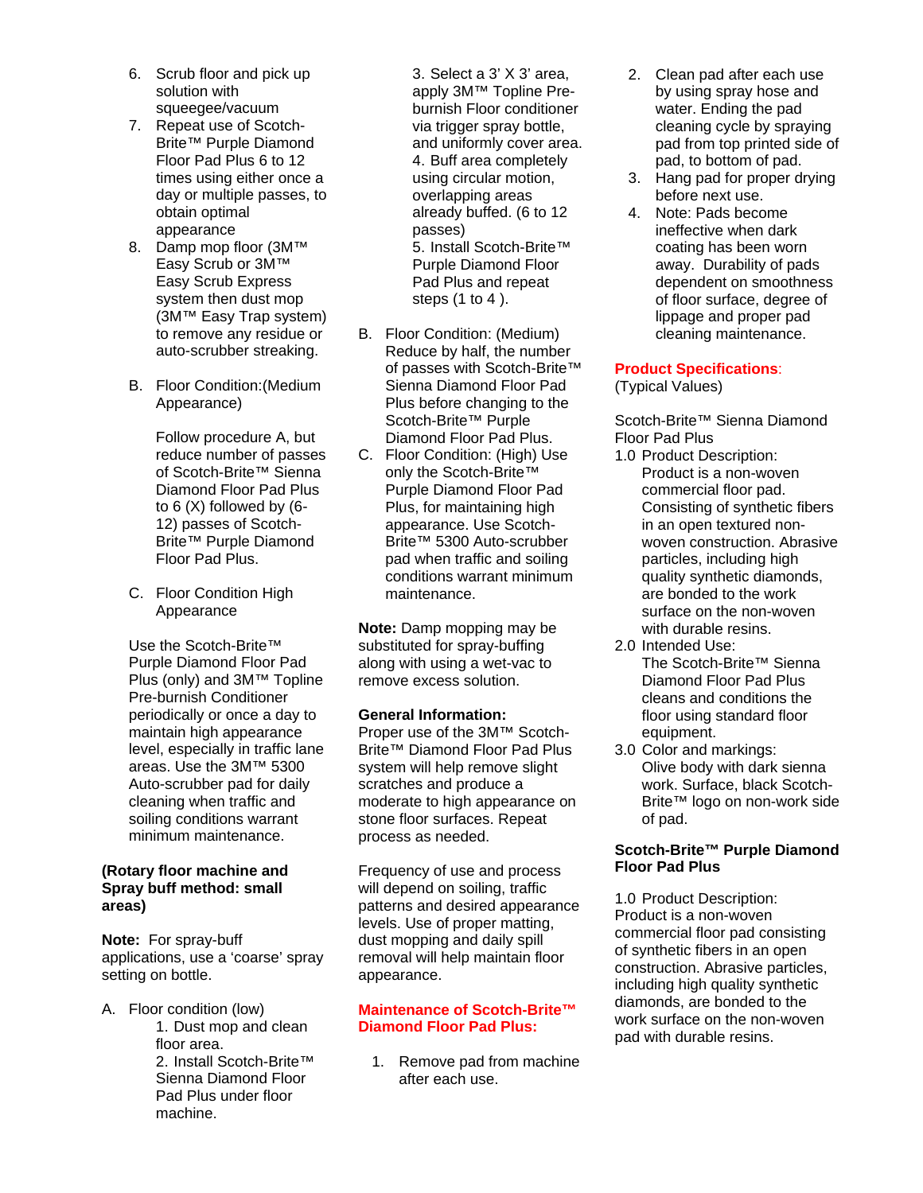6. Scrub floor and pick up solution with squeegee/vacuum
7. Repeat use of Scotch-Brite™ Purple Diamond Floor Pad Plus 6 to 12 times using either once a day or multiple passes, to obtain optimal appearance
8. Damp mop floor (3M™ Easy Scrub or 3M™ Easy Scrub Express system then dust mop (3M™ Easy Trap system) to remove any residue or auto-scrubber streaking.

B. Floor Condition:(Medium Appearance)

Follow procedure A, but reduce number of passes of Scotch-Brite™ Sienna Diamond Floor Pad Plus to 6 (X) followed by (6-12) passes of Scotch-Brite™ Purple Diamond Floor Pad Plus.

C. Floor Condition High Appearance

Use the Scotch-Brite™ Purple Diamond Floor Pad Plus (only) and 3M™ Topline Pre-burnish Conditioner periodically or once a day to maintain high appearance level, especially in traffic lane areas. Use the 3M™ 5300 Auto-scrubber pad for daily cleaning when traffic and soiling conditions warrant minimum maintenance.

**(Rotary floor machine and Spray buff method: small areas)**

**Note:** For spray-buff applications, use a 'coarse' spray setting on bottle.

A. Floor condition (low)
   1. Dust mop and clean floor area.
   2. Install Scotch-Brite™ Sienna Diamond Floor Pad Plus under floor machine.
   3. Select a 3' X 3' area, apply 3M™ Topline Pre-burnish Floor conditioner via trigger spray bottle, and uniformly cover area.
   4. Buff area completely using circular motion, overlapping areas already buffed. (6 to 12 passes)
   5. Install Scotch-Brite™ Purple Diamond Floor Pad Plus and repeat steps (1 to 4 ).

B. Floor Condition: (Medium) Reduce by half, the number of passes with Scotch-Brite™ Sienna Diamond Floor Pad Plus before changing to the Scotch-Brite™ Purple Diamond Floor Pad Plus.

C. Floor Condition: (High) Use only the Scotch-Brite™ Purple Diamond Floor Pad Plus, for maintaining high appearance. Use Scotch-Brite™ 5300 Auto-scrubber pad when traffic and soiling conditions warrant minimum maintenance.

**Note:** Damp mopping may be substituted for spray-buffing along with using a wet-vac to remove excess solution.

**General Information:**
Proper use of the 3M™ Scotch-Brite™ Diamond Floor Pad Plus system will help remove slight scratches and produce a moderate to high appearance on stone floor surfaces. Repeat process as needed.

Frequency of use and process will depend on soiling, traffic patterns and desired appearance levels. Use of proper matting, dust mopping and daily spill removal will help maintain floor appearance.

**Maintenance of Scotch-Brite™ Diamond Floor Pad Plus:**

1. Remove pad from machine after each use.
2. Clean pad after each use by using spray hose and water. Ending the pad cleaning cycle by spraying pad from top printed side of pad, to bottom of pad.
3. Hang pad for proper drying before next use.
4. Note: Pads become ineffective when dark coating has been worn away. Durability of pads dependent on smoothness of floor surface, degree of lippage and proper pad cleaning maintenance.

**Product Specifications:**
(Typical Values)

Scotch-Brite™ Sienna Diamond Floor Pad Plus

1.0 Product Description:
    Product is a non-woven commercial floor pad. Consisting of synthetic fibers in an open textured non-woven construction. Abrasive particles, including high quality synthetic diamonds, are bonded to the work surface on the non-woven with durable resins.

2.0 Intended Use:
    The Scotch-Brite™ Sienna Diamond Floor Pad Plus cleans and conditions the floor using standard floor equipment.

3.0 Color and markings:
    Olive body with dark sienna work. Surface, black Scotch-Brite™ logo on non-work side of pad.

**Scotch-Brite™ Purple Diamond Floor Pad Plus**

1.0 Product Description:
Product is a non-woven commercial floor pad consisting of synthetic fibers in an open construction. Abrasive particles, including high quality synthetic diamonds, are bonded to the work surface on the non-woven pad with durable resins.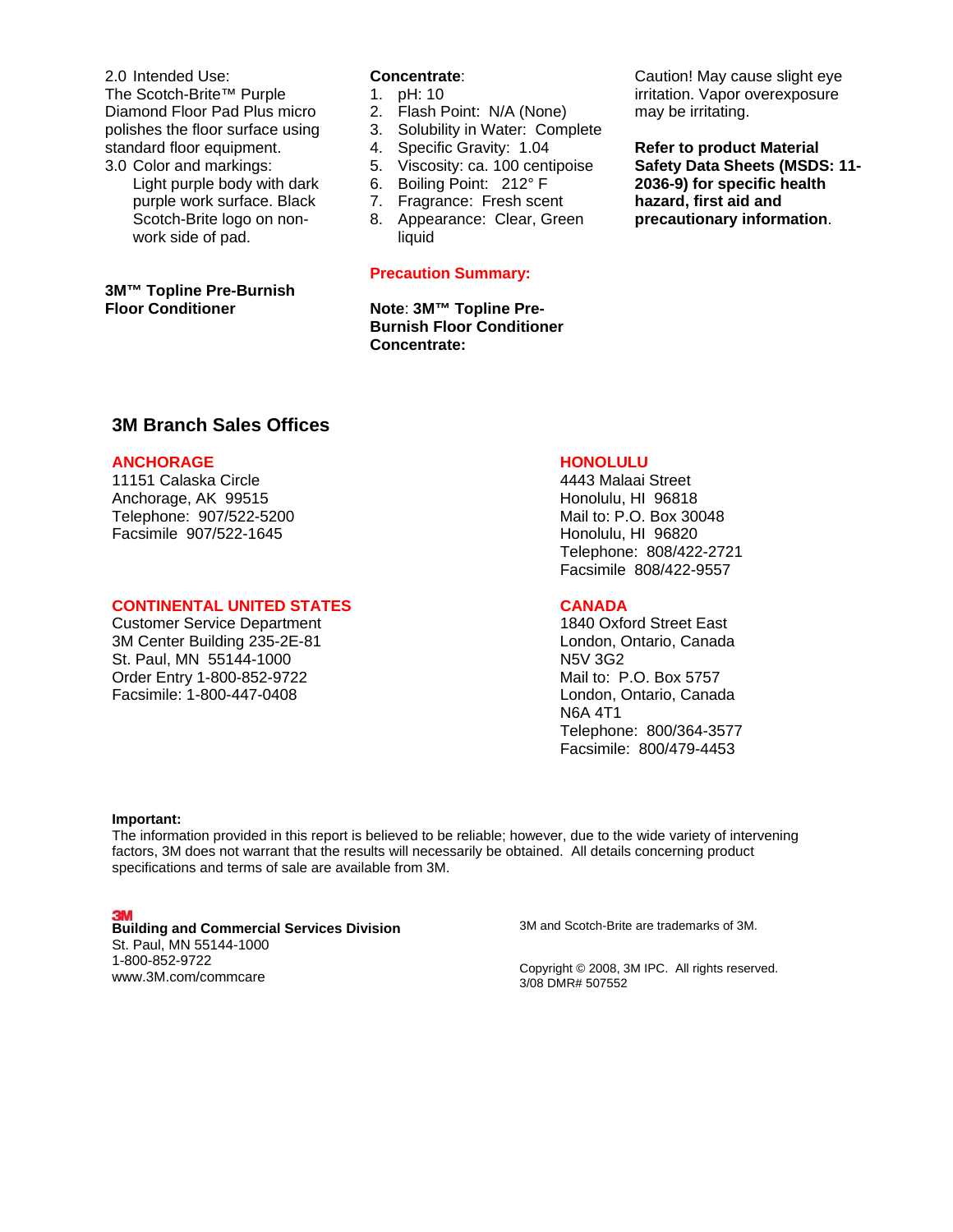2.0 Intended Use:
The Scotch-Brite™ Purple Diamond Floor Pad Plus micro polishes the floor surface using standard floor equipment.

3.0 Color and markings:
Light purple body with dark purple work surface. Black Scotch-Brite logo on non-work side of pad.

**3M™ Topline Pre-Burnish Floor Conditioner**

**Concentrate**:

1. pH: 10
2. Flash Point: N/A (None)
3. Solubility in Water: Complete
4. Specific Gravity: 1.04
5. Viscosity: ca. 100 centipoise
6. Boiling Point: 212° F
7. Fragrance: Fresh scent
8. Appearance: Clear, Green liquid

**Precaution Summary:**

**Note**: **3M™ Topline Pre-Burnish Floor Conditioner Concentrate:**

Caution! May cause slight eye irritation. Vapor overexposure may be irritating.

**Refer to product Material Safety Data Sheets (MSDS: 11-2036-9) for specific health hazard, first aid and precautionary information**.

## 3M Branch Sales Offices

**ANCHORAGE**
11151 Calaska Circle
Anchorage, AK 99515
Telephone: 907/522-5200
Facsimile 907/522-1645

**HONOLULU**
4443 Malaai Street
Honolulu, HI 96818
Mail to: P.O. Box 30048
Honolulu, HI 96820
Telephone: 808/422-2721
Facsimile 808/422-9557

**CONTINENTAL UNITED STATES**
Customer Service Department
3M Center Building 235-2E-81
St. Paul, MN 55144-1000
Order Entry 1-800-852-9722
Facsimile: 1-800-447-0408

**CANADA**
1840 Oxford Street East
London, Ontario, Canada
N5V 3G2
Mail to: P.O. Box 5757
London, Ontario, Canada
N6A 4T1
Telephone: 800/364-3577
Facsimile: 800/479-4453

**Important:**
The information provided in this report is believed to be reliable; however, due to the wide variety of intervening factors, 3M does not warrant that the results will necessarily be obtained. All details concerning product specifications and terms of sale are available from 3M.

3M
**Building and Commercial Services Division**
St. Paul, MN 55144-1000
1-800-852-9722
www.3M.com/commcare

3M and Scotch-Brite are trademarks of 3M.

Copyright © 2008, 3M IPC. All rights reserved.
3/08 DMR# 507552